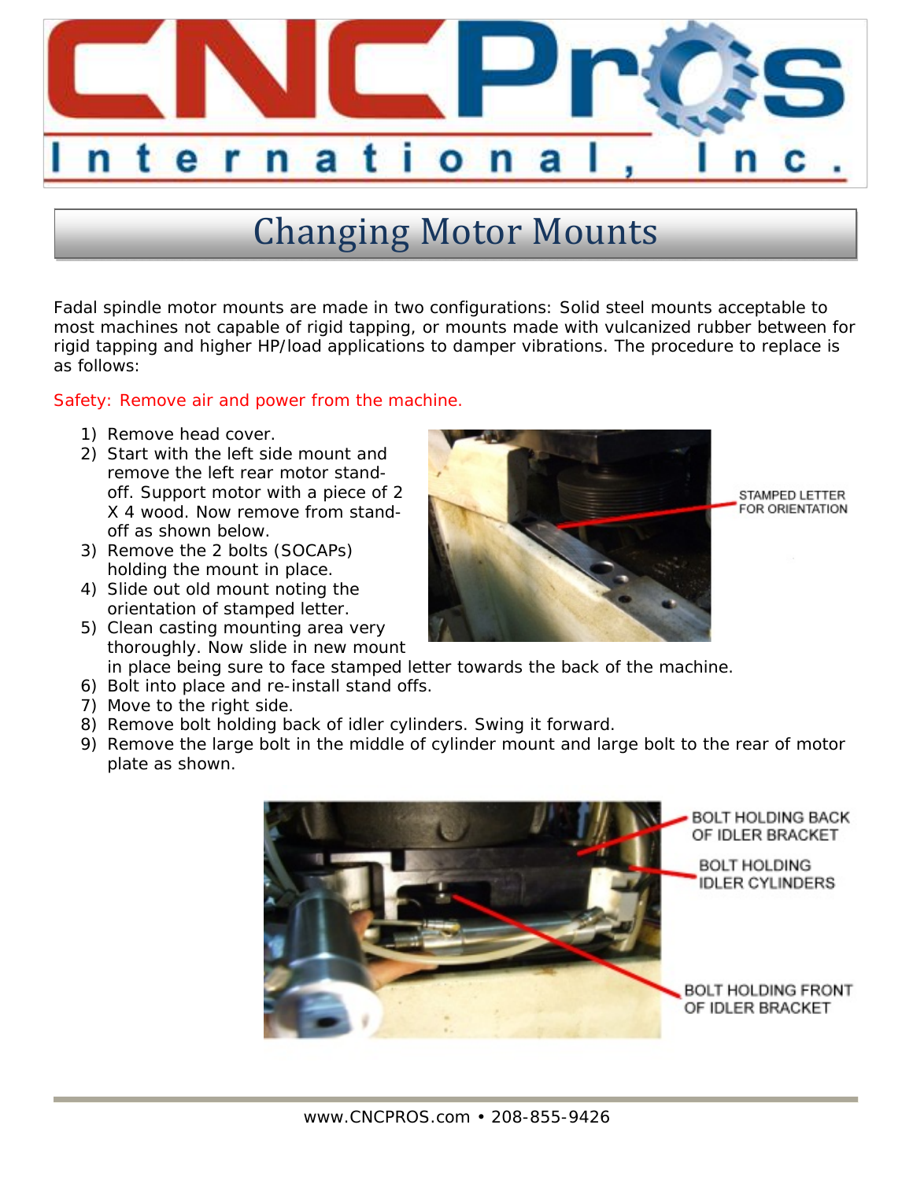# CNC Pros International, Inc.

## Changing Motor Mounts

Fadal spindle motor mounts are made in two configurations: Solid steel mounts acceptable to most machines not capable of rigid tapping, or mounts made with vulcanized rubber between for rigid tapping and higher HP/load applications to damper vibrations. The procedure to replace is as follows:

Safety: Remove air and power from the machine.

1) Remove head cover.
2) Start with the left side mount and remove the left rear motor stand-off. Support motor with a piece of 2 X 4 wood. Now remove from stand-off as shown below.
3) Remove the 2 bolts (SOCAPs) holding the mount in place.
4) Slide out old mount noting the orientation of stamped letter.
5) Clean casting mounting area very thoroughly. Now slide in new mount in place being sure to face stamped letter towards the back of the machine.
6) Bolt into place and re-install stand offs.
7) Move to the right side.
8) Remove bolt holding back of idler cylinders. Swing it forward.
9) Remove the large bolt in the middle of cylinder mount and large bolt to the rear of motor plate as shown.

STAMPED LETTER FOR ORIENTATION

BOLT HOLDING BACK OF IDLER BRACKET

BOLT HOLDING IDLER CYLINDERS

BOLT HOLDING FRONT OF IDLER BRACKET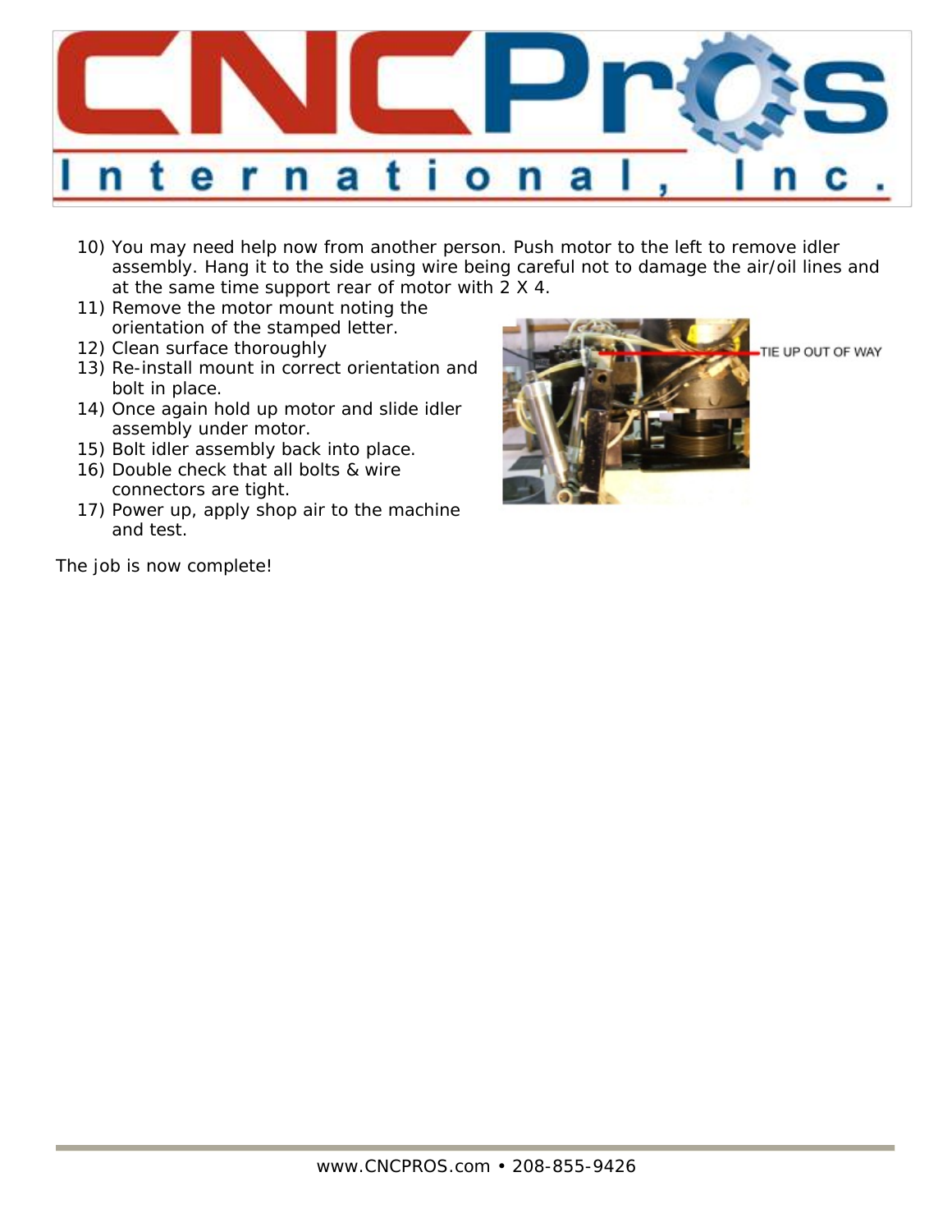10) You may need help now from another person. Push motor to the left to remove idler assembly. Hang it to the side using wire being careful not to damage the air/oil lines and at the same time support rear of motor with 2 X 4.
11) Remove the motor mount noting the orientation of the stamped letter.
12) Clean surface thoroughly
13) Re-install mount in correct orientation and bolt in place.
14) Once again hold up motor and slide idler assembly under motor.
15) Bolt idler assembly back into place.
16) Double check that all bolts & wire connectors are tight.
17) Power up, apply shop air to the machine and test.

TIE UP OUT OF WAY

The job is now complete!